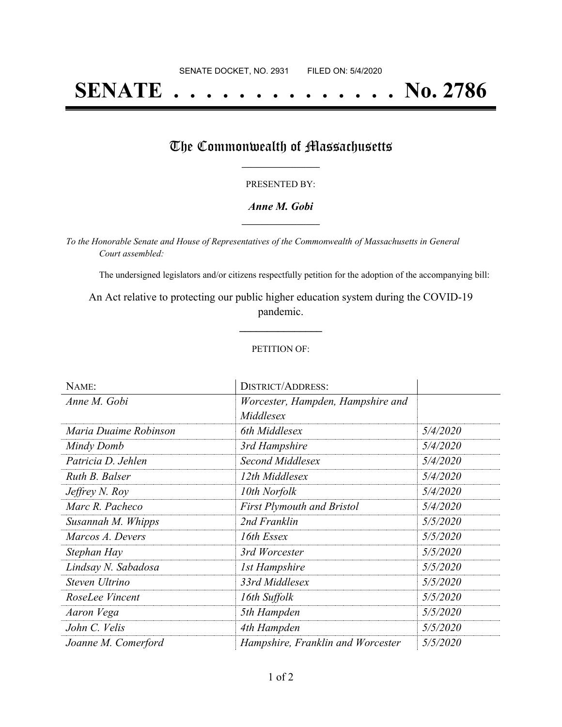SENATE DOCKET, NO. 2931 FILED ON: 5/4/2020

# SENATE . . . . . . . . . . . . . . No. 2786

## The Commonwealth of Massachusetts

PRESENTED BY:

***Anne M. Gobi***

*To the Honorable Senate and House of Representatives of the Commonwealth of Massachusetts in General Court assembled:*

The undersigned legislators and/or citizens respectfully petition for the adoption of the accompanying bill:

An Act relative to protecting our public higher education system during the COVID-19 pandemic.

PETITION OF:

| NAME: | DISTRICT/ADDRESS: | |
|---|---|---|
| *Anne M. Gobi* | *Worcester, Hampden, Hampshire and Middlesex* | |
| *Maria Duaime Robinson* | *6th Middlesex* | *5/4/2020* |
| *Mindy Domb* | *3rd Hampshire* | *5/4/2020* |
| *Patricia D. Jehlen* | *Second Middlesex* | *5/4/2020* |
| *Ruth B. Balser* | *12th Middlesex* | *5/4/2020* |
| *Jeffrey N. Roy* | *10th Norfolk* | *5/4/2020* |
| *Marc R. Pacheco* | *First Plymouth and Bristol* | *5/4/2020* |
| *Susannah M. Whipps* | *2nd Franklin* | *5/5/2020* |
| *Marcos A. Devers* | *16th Essex* | *5/5/2020* |
| *Stephan Hay* | *3rd Worcester* | *5/5/2020* |
| *Lindsay N. Sabadosa* | *1st Hampshire* | *5/5/2020* |
| *Steven Ultrino* | *33rd Middlesex* | *5/5/2020* |
| *RoseLee Vincent* | *16th Suffolk* | *5/5/2020* |
| *Aaron Vega* | *5th Hampden* | *5/5/2020* |
| *John C. Velis* | *4th Hampden* | *5/5/2020* |
| *Joanne M. Comerford* | *Hampshire, Franklin and Worcester* | *5/5/2020* |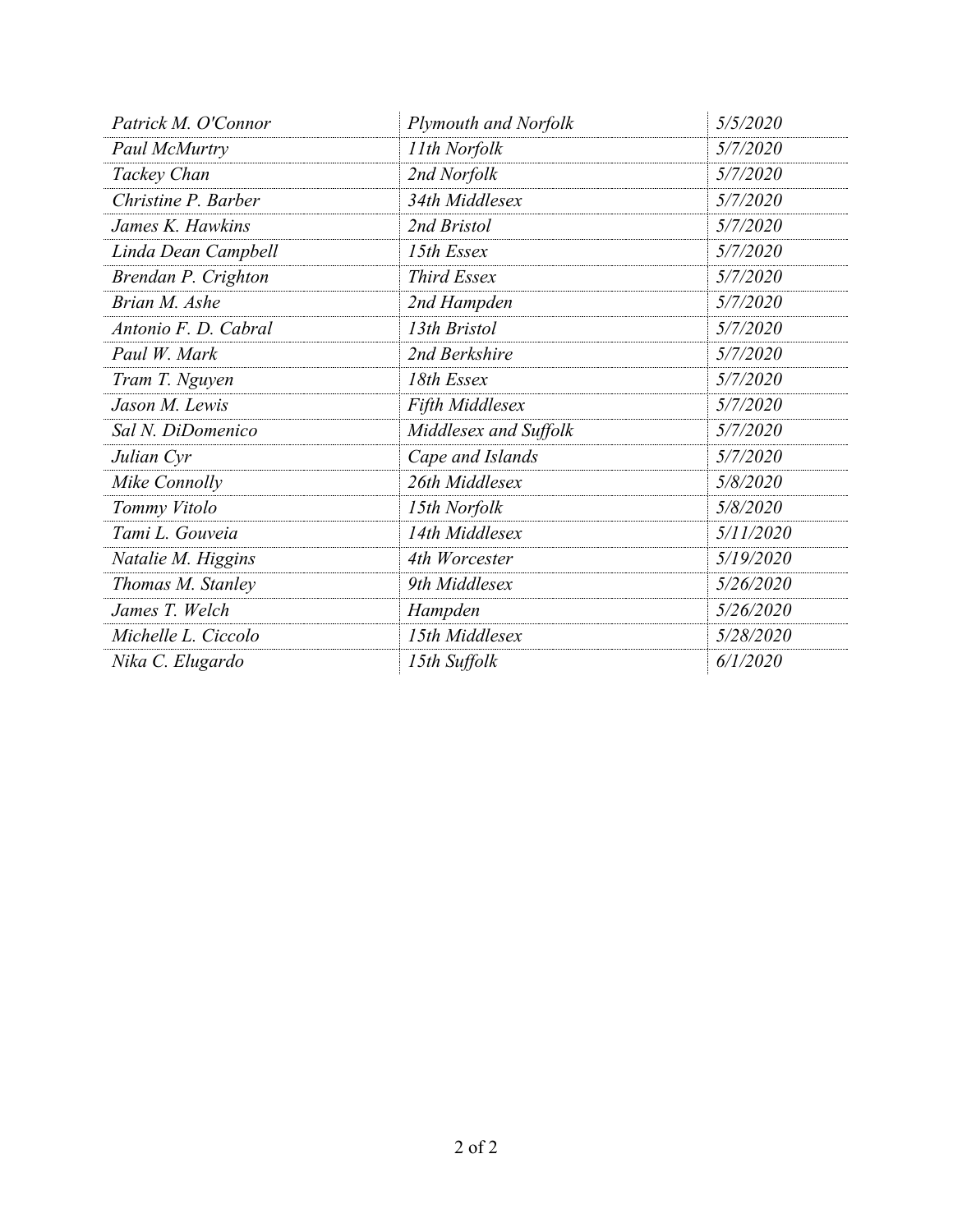| | | |
|---|---|---|
| *Patrick M. O'Connor* | *Plymouth and Norfolk* | *5/5/2020* |
| *Paul McMurtry* | *11th Norfolk* | *5/7/2020* |
| *Tackey Chan* | *2nd Norfolk* | *5/7/2020* |
| *Christine P. Barber* | *34th Middlesex* | *5/7/2020* |
| *James K. Hawkins* | *2nd Bristol* | *5/7/2020* |
| *Linda Dean Campbell* | *15th Essex* | *5/7/2020* |
| *Brendan P. Crighton* | *Third Essex* | *5/7/2020* |
| *Brian M. Ashe* | *2nd Hampden* | *5/7/2020* |
| *Antonio F. D. Cabral* | *13th Bristol* | *5/7/2020* |
| *Paul W. Mark* | *2nd Berkshire* | *5/7/2020* |
| *Tram T. Nguyen* | *18th Essex* | *5/7/2020* |
| *Jason M. Lewis* | *Fifth Middlesex* | *5/7/2020* |
| *Sal N. DiDomenico* | *Middlesex and Suffolk* | *5/7/2020* |
| *Julian Cyr* | *Cape and Islands* | *5/7/2020* |
| *Mike Connolly* | *26th Middlesex* | *5/8/2020* |
| *Tommy Vitolo* | *15th Norfolk* | *5/8/2020* |
| *Tami L. Gouveia* | *14th Middlesex* | *5/11/2020* |
| *Natalie M. Higgins* | *4th Worcester* | *5/19/2020* |
| *Thomas M. Stanley* | *9th Middlesex* | *5/26/2020* |
| *James T. Welch* | *Hampden* | *5/26/2020* |
| *Michelle L. Ciccolo* | *15th Middlesex* | *5/28/2020* |
| *Nika C. Elugardo* | *15th Suffolk* | *6/1/2020* |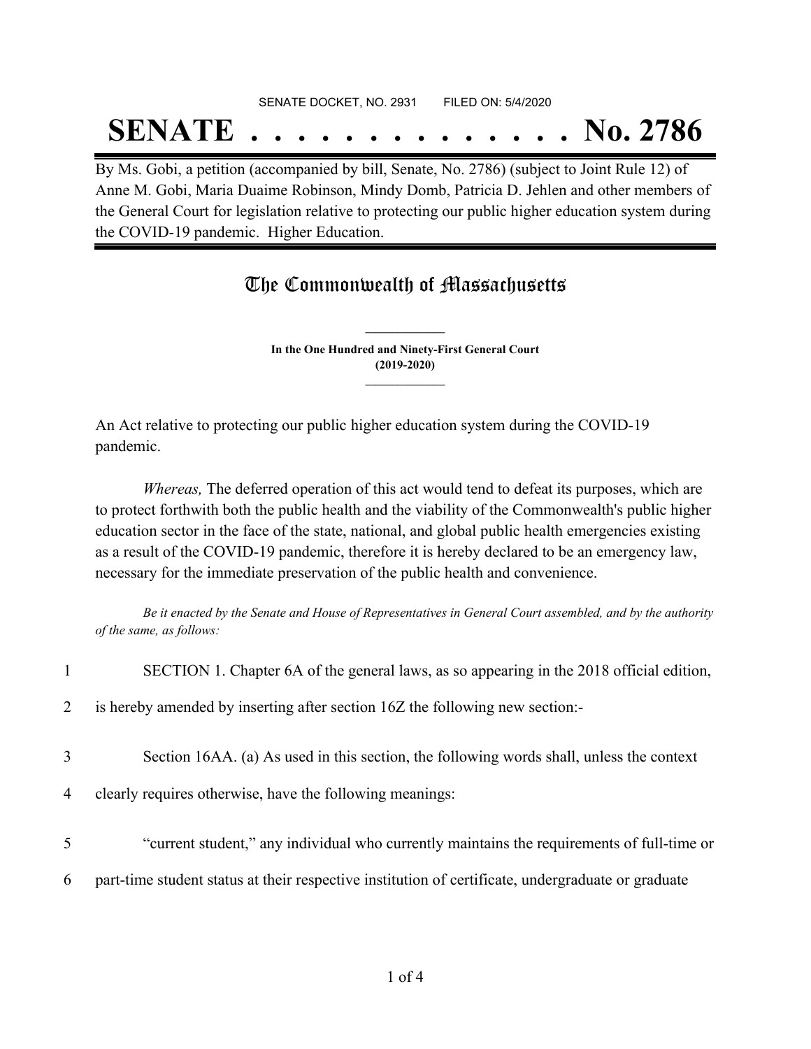SENATE DOCKET, NO. 2931        FILED ON: 5/4/2020

# SENATE . . . . . . . . . . . . . . No. 2786

By Ms. Gobi, a petition (accompanied by bill, Senate, No. 2786) (subject to Joint Rule 12) of Anne M. Gobi, Maria Duaime Robinson, Mindy Domb, Patricia D. Jehlen and other members of the General Court for legislation relative to protecting our public higher education system during the COVID-19 pandemic. Higher Education.

## The Commonwealth of Massachusetts

**In the One Hundred and Ninety-First General Court**
**(2019-2020)**

An Act relative to protecting our public higher education system during the COVID-19 pandemic.

*Whereas,* The deferred operation of this act would tend to defeat its purposes, which are to protect forthwith both the public health and the viability of the Commonwealth's public higher education sector in the face of the state, national, and global public health emergencies existing as a result of the COVID-19 pandemic, therefore it is hereby declared to be an emergency law, necessary for the immediate preservation of the public health and convenience.

*Be it enacted by the Senate and House of Representatives in General Court assembled, and by the authority of the same, as follows:*

1 SECTION 1. Chapter 6A of the general laws, as so appearing in the 2018 official edition,
2 is hereby amended by inserting after section 16Z the following new section:-

3 Section 16AA. (a) As used in this section, the following words shall, unless the context
4 clearly requires otherwise, have the following meanings:

5 "current student," any individual who currently maintains the requirements of full-time or
6 part-time student status at their respective institution of certificate, undergraduate or graduate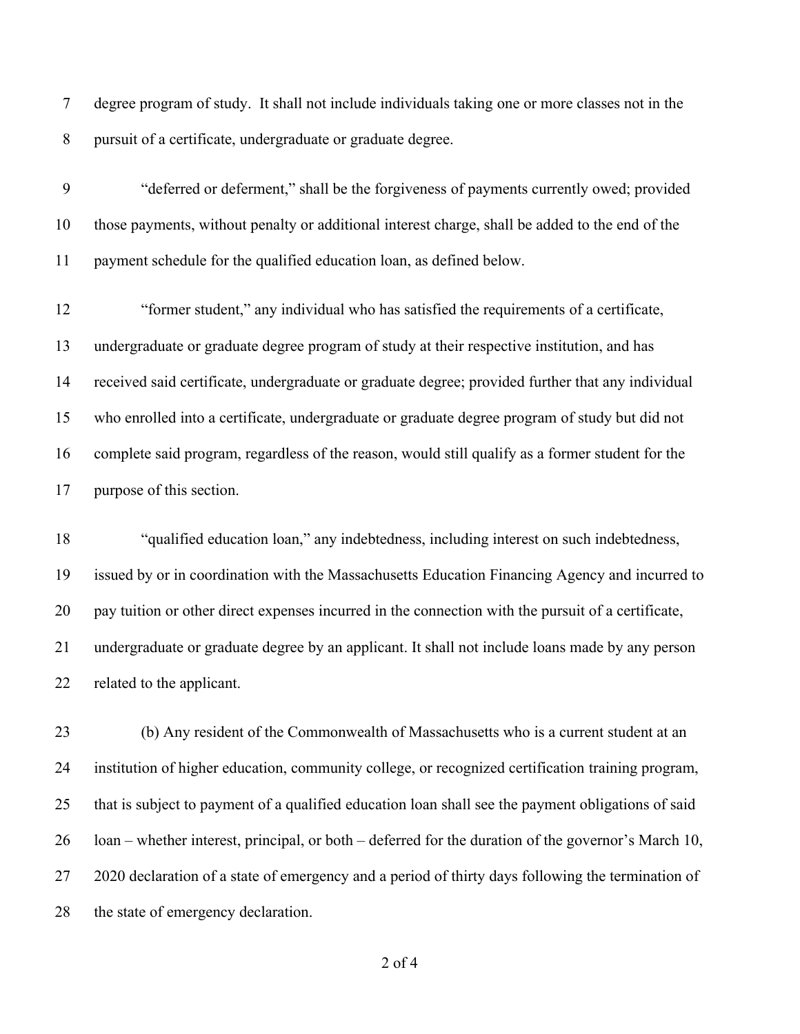degree program of study. It shall not include individuals taking one or more classes not in the pursuit of a certificate, undergraduate or graduate degree.

"deferred or deferment," shall be the forgiveness of payments currently owed; provided those payments, without penalty or additional interest charge, shall be added to the end of the payment schedule for the qualified education loan, as defined below.

"former student," any individual who has satisfied the requirements of a certificate, undergraduate or graduate degree program of study at their respective institution, and has received said certificate, undergraduate or graduate degree; provided further that any individual who enrolled into a certificate, undergraduate or graduate degree program of study but did not complete said program, regardless of the reason, would still qualify as a former student for the purpose of this section.

"qualified education loan," any indebtedness, including interest on such indebtedness, issued by or in coordination with the Massachusetts Education Financing Agency and incurred to pay tuition or other direct expenses incurred in the connection with the pursuit of a certificate, undergraduate or graduate degree by an applicant. It shall not include loans made by any person related to the applicant.

(b) Any resident of the Commonwealth of Massachusetts who is a current student at an institution of higher education, community college, or recognized certification training program, that is subject to payment of a qualified education loan shall see the payment obligations of said loan – whether interest, principal, or both – deferred for the duration of the governor's March 10, 2020 declaration of a state of emergency and a period of thirty days following the termination of the state of emergency declaration.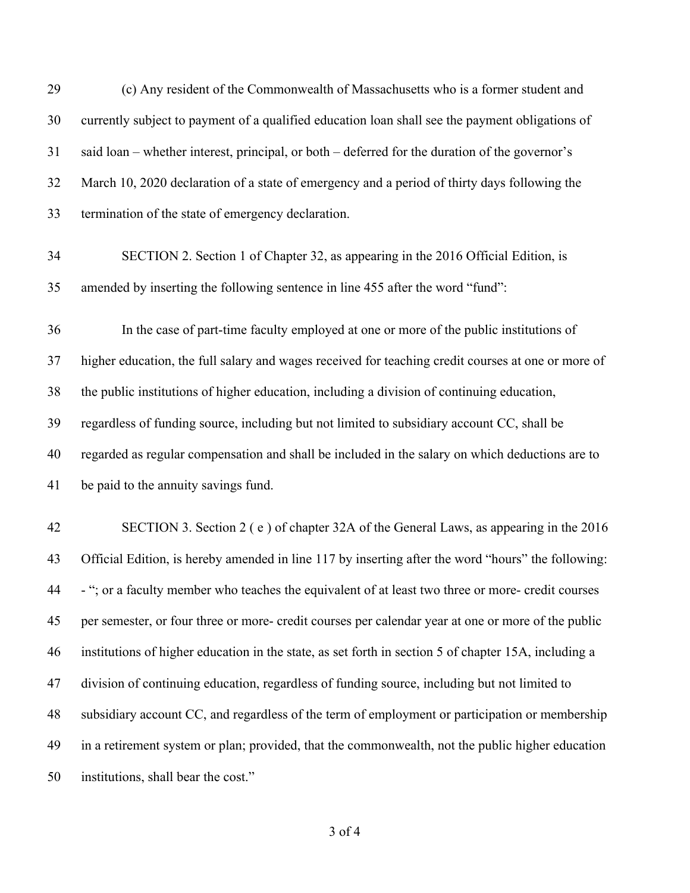(c) Any resident of the Commonwealth of Massachusetts who is a former student and currently subject to payment of a qualified education loan shall see the payment obligations of said loan – whether interest, principal, or both – deferred for the duration of the governor's March 10, 2020 declaration of a state of emergency and a period of thirty days following the termination of the state of emergency declaration.

SECTION 2. Section 1 of Chapter 32, as appearing in the 2016 Official Edition, is amended by inserting the following sentence in line 455 after the word "fund":

In the case of part-time faculty employed at one or more of the public institutions of higher education, the full salary and wages received for teaching credit courses at one or more of the public institutions of higher education, including a division of continuing education, regardless of funding source, including but not limited to subsidiary account CC, shall be regarded as regular compensation and shall be included in the salary on which deductions are to be paid to the annuity savings fund.

SECTION 3. Section 2 ( e ) of chapter 32A of the General Laws, as appearing in the 2016 Official Edition, is hereby amended in line 117 by inserting after the word "hours" the following: - "; or a faculty member who teaches the equivalent of at least two three or more- credit courses per semester, or four three or more- credit courses per calendar year at one or more of the public institutions of higher education in the state, as set forth in section 5 of chapter 15A, including a division of continuing education, regardless of funding source, including but not limited to subsidiary account CC, and regardless of the term of employment or participation or membership in a retirement system or plan; provided, that the commonwealth, not the public higher education institutions, shall bear the cost."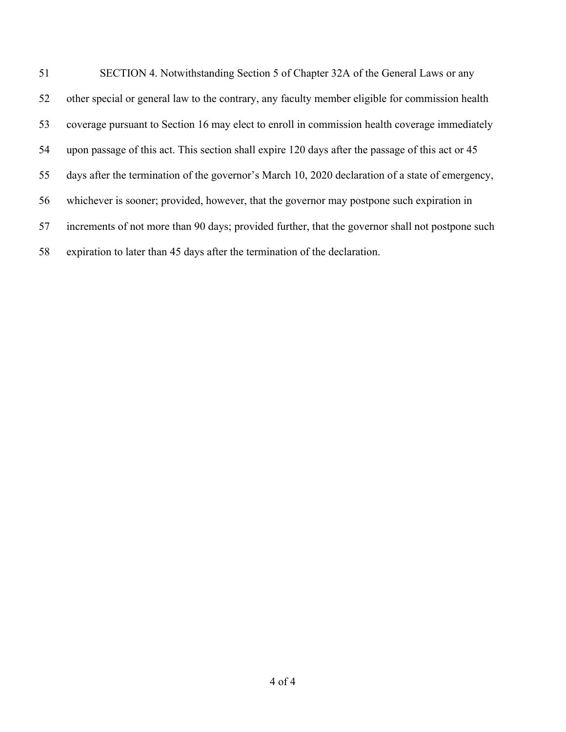SECTION 4. Notwithstanding Section 5 of Chapter 32A of the General Laws or any other special or general law to the contrary, any faculty member eligible for commission health coverage pursuant to Section 16 may elect to enroll in commission health coverage immediately upon passage of this act. This section shall expire 120 days after the passage of this act or 45 days after the termination of the governor's March 10, 2020 declaration of a state of emergency, whichever is sooner; provided, however, that the governor may postpone such expiration in increments of not more than 90 days; provided further, that the governor shall not postpone such expiration to later than 45 days after the termination of the declaration.